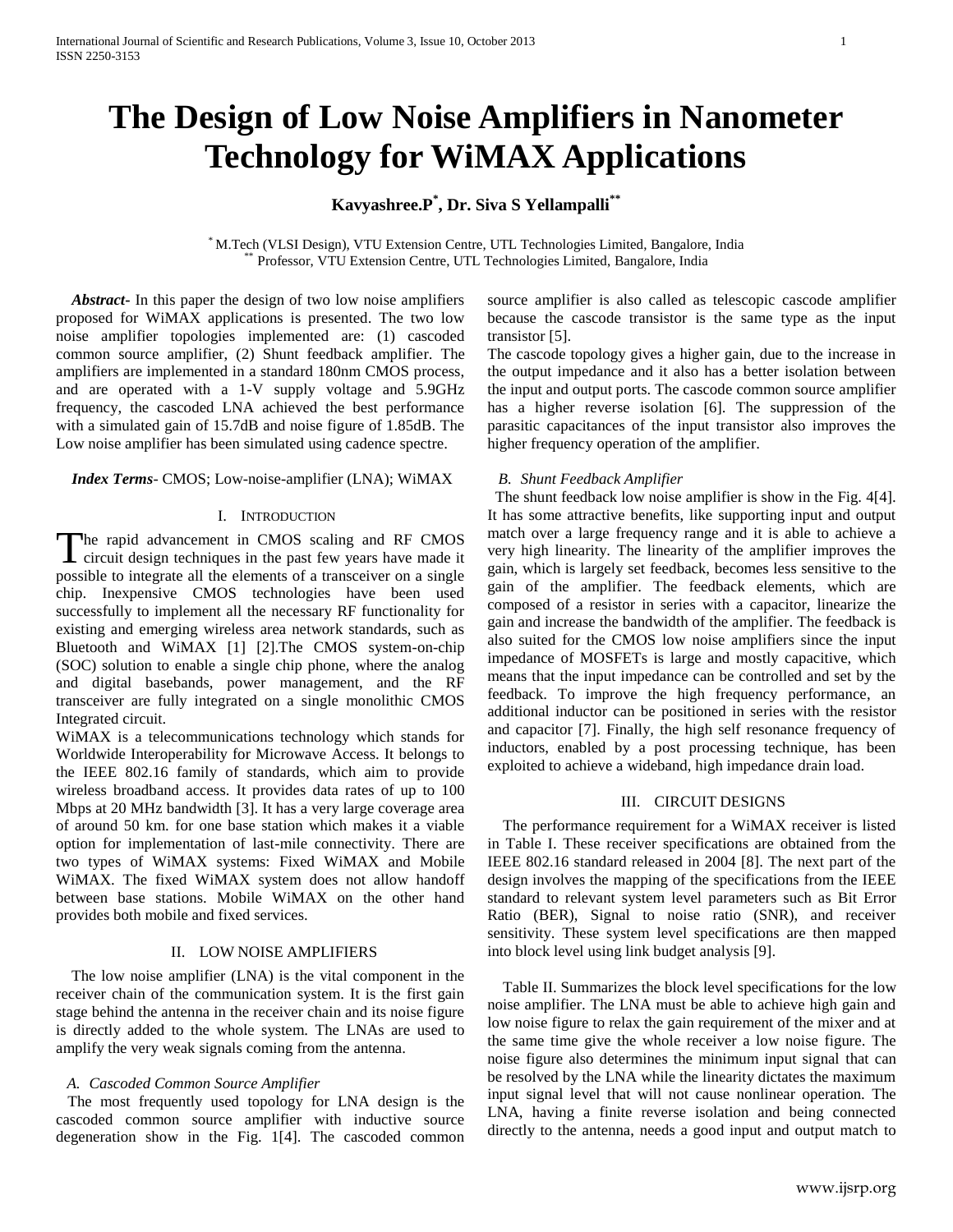# The Design of Low Noise Amplifiers in Nanometer Technology for WiMAX Applications

**Kavyashree.P[*], Dr. Siva S Yellampalli[**]**

[*] M.Tech (VLSI Design), VTU Extension Centre, UTL Technologies Limited, Bangalore, India
[**] Professor, VTU Extension Centre, UTL Technologies Limited, Bangalore, India

***Abstract-*** In this paper the design of two low noise amplifiers proposed for WiMAX applications is presented. The two low noise amplifier topologies implemented are: (1) cascoded common source amplifier, (2) Shunt feedback amplifier. The amplifiers are implemented in a standard 180nm CMOS process, and are operated with a 1-V supply voltage and 5.9GHz frequency, the cascoded LNA achieved the best performance with a simulated gain of 15.7dB and noise figure of 1.85dB. The Low noise amplifier has been simulated using cadence spectre.

***Index Terms-*** CMOS; Low-noise-amplifier (LNA); WiMAX

## I. Introduction

The rapid advancement in CMOS scaling and RF CMOS circuit design techniques in the past few years have made it possible to integrate all the elements of a transceiver on a single chip. Inexpensive CMOS technologies have been used successfully to implement all the necessary RF functionality for existing and emerging wireless area network standards, such as Bluetooth and WiMAX [1] [2].The CMOS system-on-chip (SOC) solution to enable a single chip phone, where the analog and digital basebands, power management, and the RF transceiver are fully integrated on a single monolithic CMOS Integrated circuit.

WiMAX is a telecommunications technology which stands for Worldwide Interoperability for Microwave Access. It belongs to the IEEE 802.16 family of standards, which aim to provide wireless broadband access. It provides data rates of up to 100 Mbps at 20 MHz bandwidth [3]. It has a very large coverage area of around 50 km. for one base station which makes it a viable option for implementation of last-mile connectivity. There are two types of WiMAX systems: Fixed WiMAX and Mobile WiMAX. The fixed WiMAX system does not allow handoff between base stations. Mobile WiMAX on the other hand provides both mobile and fixed services.

## II. Low Noise Amplifiers

The low noise amplifier (LNA) is the vital component in the receiver chain of the communication system. It is the first gain stage behind the antenna in the receiver chain and its noise figure is directly added to the whole system. The LNAs are used to amplify the very weak signals coming from the antenna.

### *A. Cascoded Common Source Amplifier*

The most frequently used topology for LNA design is the cascoded common source amplifier with inductive source degeneration show in the Fig. 1[4]. The cascoded common source amplifier is also called as telescopic cascode amplifier because the cascode transistor is the same type as the input transistor [5].

The cascode topology gives a higher gain, due to the increase in the output impedance and it also has a better isolation between the input and output ports. The cascode common source amplifier has a higher reverse isolation [6]. The suppression of the parasitic capacitances of the input transistor also improves the higher frequency operation of the amplifier.

### *B. Shunt Feedback Amplifier*

The shunt feedback low noise amplifier is show in the Fig. 4[4]. It has some attractive benefits, like supporting input and output match over a large frequency range and it is able to achieve a very high linearity. The linearity of the amplifier improves the gain, which is largely set feedback, becomes less sensitive to the gain of the amplifier. The feedback elements, which are composed of a resistor in series with a capacitor, linearize the gain and increase the bandwidth of the amplifier. The feedback is also suited for the CMOS low noise amplifiers since the input impedance of MOSFETs is large and mostly capacitive, which means that the input impedance can be controlled and set by the feedback. To improve the high frequency performance, an additional inductor can be positioned in series with the resistor and capacitor [7]. Finally, the high self resonance frequency of inductors, enabled by a post processing technique, has been exploited to achieve a wideband, high impedance drain load.

## III. Circuit Designs

The performance requirement for a WiMAX receiver is listed in Table I. These receiver specifications are obtained from the IEEE 802.16 standard released in 2004 [8]. The next part of the design involves the mapping of the specifications from the IEEE standard to relevant system level parameters such as Bit Error Ratio (BER), Signal to noise ratio (SNR), and receiver sensitivity. These system level specifications are then mapped into block level using link budget analysis [9].

Table II. Summarizes the block level specifications for the low noise amplifier. The LNA must be able to achieve high gain and low noise figure to relax the gain requirement of the mixer and at the same time give the whole receiver a low noise figure. The noise figure also determines the minimum input signal that can be resolved by the LNA while the linearity dictates the maximum input signal level that will not cause nonlinear operation. The LNA, having a finite reverse isolation and being connected directly to the antenna, needs a good input and output match to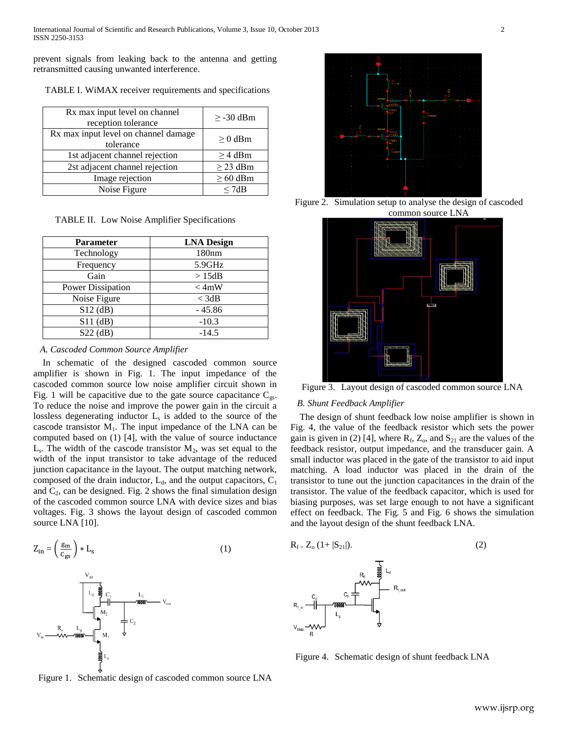prevent signals from leaking back to the antenna and getting retransmitted causing unwanted interference.

TABLE I. WiMAX receiver requirements and specifications

| Rx max input level on channel reception tolerance | ≥ -30 dBm |
|---|---|
| Rx max input level on channel damage tolerance | ≥ 0 dBm |
| 1st adjacent channel rejection | ≥ 4 dBm |
| 2st adjacent channel rejection | ≥ 23 dBm |
| Image rejection | ≥ 60 dBm |
| Noise Figure | ≤ 7dB |

TABLE II. Low Noise Amplifier Specifications

| Parameter | LNA Design |
|---|---|
| Technology | 180nm |
| Frequency | 5.9GHz |
| Gain | > 15dB |
| Power Dissipation | < 4mW |
| Noise Figure | < 3dB |
| S12 (dB) | - 45.86 |
| S11 (dB) | -10.3 |
| S22 (dB) | -14.5 |

### *A. Cascoded Common Source Amplifier*

In schematic of the designed cascoded common source amplifier is shown in Fig. 1. The input impedance of the cascoded common source low noise amplifier circuit shown in Fig. 1 will be capacitive due to the gate source capacitance $C_{gs}$. To reduce the noise and improve the power gain in the circuit a lossless degenerating inductor $L_s$ is added to the source of the cascode transistor $M_1$. The input impedance of the LNA can be computed based on (1) [4], with the value of source inductance $L_s$. The width of the cascode transistor $M_2$, was set equal to the width of the input transistor to take advantage of the reduced junction capacitance in the layout. The output matching network, composed of the drain inductor, $L_d$, and the output capacitors, $C_1$ and $C_2$, can be designed. Fig. 2 shows the final simulation design of the cascoded common source LNA with device sizes and bias voltages. Fig. 3 shows the layout design of cascoded common source LNA [10].

$$Z_{in} = \left(\frac{g_m}{C_{gs}}\right) * L_s \qquad (1)$$

Figure 1. Schematic design of cascoded common source LNA

Figure 2. Simulation setup to analyse the design of cascoded common source LNA

Figure 3. Layout design of cascoded common source LNA

### *B. Shunt Feedback Amplifier*

The design of shunt feedback low noise amplifier is shown in Fig. 4, the value of the feedback resistor which sets the power gain is given in (2) [4], where $R_f$, $Z_o$, and $S_{21}$ are the values of the feedback resistor, output impedance, and the transducer gain. A small inductor was placed in the gate of the transistor to aid input matching. A load inductor was placed in the drain of the transistor to tune out the junction capacitances in the drain of the transistor. The value of the feedback capacitor, which is used for biasing purposes, was set large enough to not have a significant effect on feedback. The Fig. 5 and Fig. 6 shows the simulation and the layout design of the shunt feedback LNA.

$$R_f = Z_o\,(1 + |S_{21}|). \qquad (2)$$

Figure 4. Schematic design of shunt feedback LNA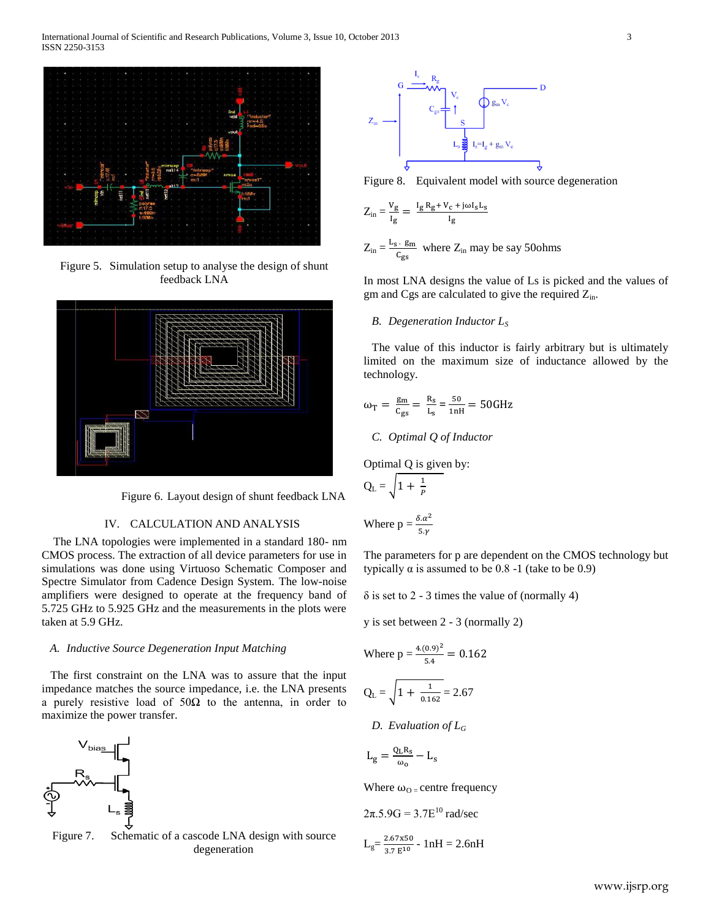Figure 5. Simulation setup to analyse the design of shunt feedback LNA

Figure 6. Layout design of shunt feedback LNA

## IV. CALCULATION AND ANALYSIS

The LNA topologies were implemented in a standard 180- nm CMOS process. The extraction of all device parameters for use in simulations was done using Virtuoso Schematic Composer and Spectre Simulator from Cadence Design System. The low-noise amplifiers were designed to operate at the frequency band of 5.725 GHz to 5.925 GHz and the measurements in the plots were taken at 5.9 GHz.

### *A. Inductive Source Degeneration Input Matching*

The first constraint on the LNA was to assure that the input impedance matches the source impedance, i.e. the LNA presents a purely resistive load of 50Ω to the antenna, in order to maximize the power transfer.

Figure 7. Schematic of a cascode LNA design with source degeneration

Figure 8. Equivalent model with source degeneration

$$Z_{in} = \frac{V_g}{I_g} = \frac{I_g R_g + V_c + j\omega I_s L_s}{I_g}$$

$$Z_{in} = \frac{L_s \cdot g_m}{C_{gs}}$$ where $Z_{in}$ may be say 50ohms

In most LNA designs the value of Ls is picked and the values of gm and Cgs are calculated to give the required $Z_{in}$.

### *B. Degeneration Inductor $L_S$*

The value of this inductor is fairly arbitrary but is ultimately limited on the maximum size of inductance allowed by the technology.

$$\omega_T = \frac{g_m}{C_{gs}} = \frac{R_s}{L_s} = \frac{50}{1nH} = 50GHz$$

### *C. Optimal Q of Inductor*

Optimal Q is given by:

$$Q_L = \sqrt{1 + \frac{1}{P}}$$

Where $p = \frac{\delta.\alpha^2}{5.\gamma}$

The parameters for p are dependent on the CMOS technology but typically α is assumed to be 0.8 -1 (take to be 0.9)

δ is set to 2 - 3 times the value of (normally 4)

y is set between 2 - 3 (normally 2)

Where $p = \frac{4.(0.9)^2}{5.4} = 0.162$

$$Q_L = \sqrt{1 + \frac{1}{0.162}} = 2.67$$

### *D. Evaluation of $L_G$*

$$L_g = \frac{Q_L R_s}{\omega_o} - L_s$$

Where $\omega_O$ = centre frequency

$2\pi.5.9G = 3.7E^{10}$ rad/sec

$$L_g = \frac{2.67x50}{3.7\,E^{10}} - 1nH = 2.6nH$$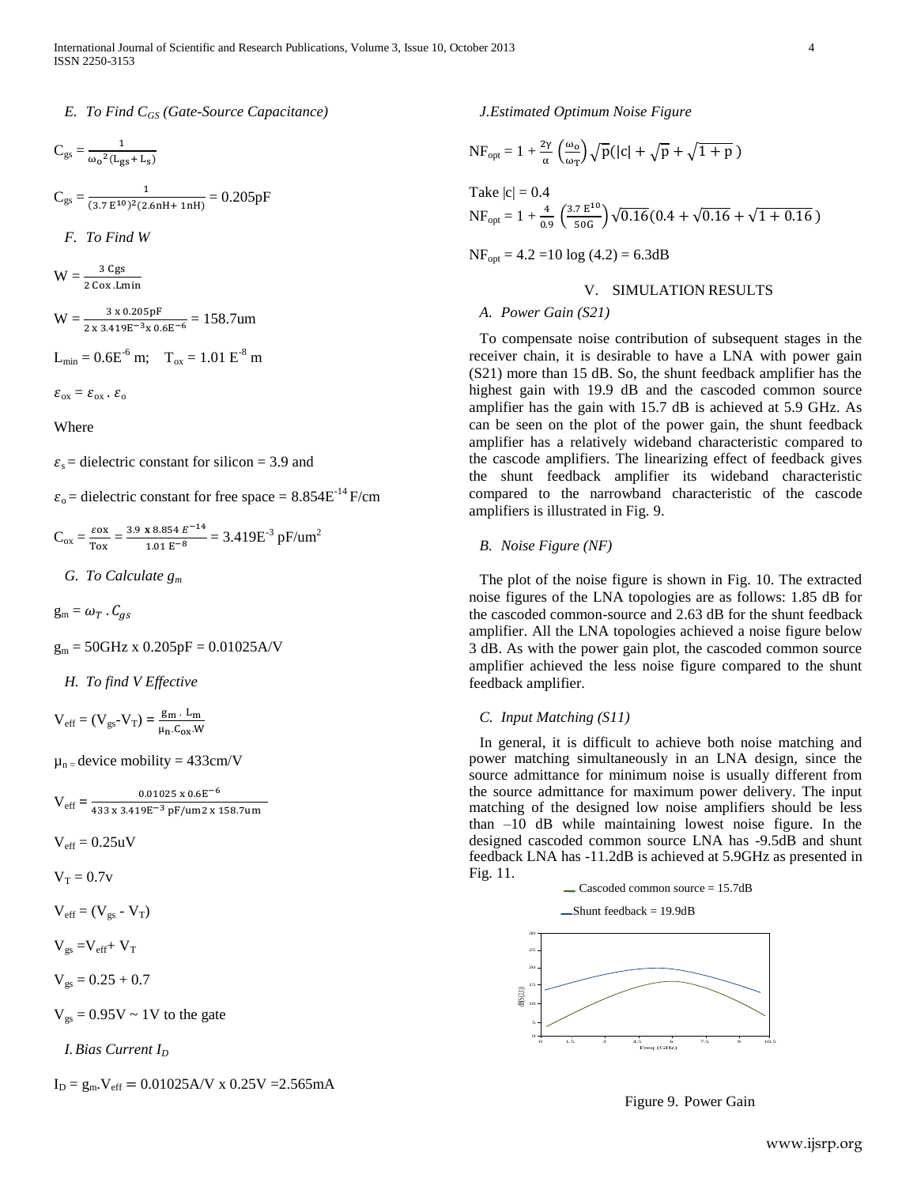### E. To Find $C_{GS}$ (Gate-Source Capacitance)

$$C_{gs} = \frac{1}{\omega_o{}^2 (L_{gs} + L_s)}$$

$$C_{gs} = \frac{1}{(3.7\,E^{10})^2(2.6nH + 1nH)} = 0.205pF$$

### F. To Find W

$$W = \frac{3\ Cgs}{2\ Cox.Lmin}$$

$$W = \frac{3 \times 0.205pF}{2 \times 3.419E^{-3} \times 0.6E^{-6}} = 158.7um$$

$L_{min} = 0.6E^{-6}$ m; $T_{ox} = 1.01\,E^{-8}$ m

$\varepsilon_{ox} = \varepsilon_{ox} . \varepsilon_o$

Where

$\varepsilon_s$ = dielectric constant for silicon = 3.9 and

$\varepsilon_o$ = dielectric constant for free space = $8.854E^{-14}$ F/cm

$$C_{ox} = \frac{\varepsilon ox}{Tox} = \frac{3.9 \times 8.854\,E^{-14}}{1.01\,E^{-8}} = 3.419E^{-3}\ pF/um^2$$

### G. To Calculate $g_m$

$g_m = \omega_T . C_{gs}$

$g_m$ = 50GHz x 0.205pF = 0.01025A/V

### H. To find V Effective

$$V_{eff} = (V_{gs}\text{-}V_T) = \frac{g_m . L_m}{\mu_n.C_{ox}.W}$$

$\mu_n$ = device mobility = 433cm/V

$$V_{eff} = \frac{0.01025 \times 0.6E^{-6}}{433 \times 3.419E^{-3}\ pF/um2 \times 158.7um}$$

$V_{eff}$ = 0.25uV

$V_T$ = 0.7v

$V_{eff} = (V_{gs} - V_T)$

$V_{gs} = V_{eff} + V_T$

$V_{gs}$ = 0.25 + 0.7

$V_{gs}$ = 0.95V ~ 1V to the gate

### I. Bias Current $I_D$

$I_D = g_m.V_{eff}$ = 0.01025A/V x 0.25V =2.565mA

### J. Estimated Optimum Noise Figure

$$NF_{opt} = 1 + \frac{2\gamma}{\alpha}\left(\frac{\omega_o}{\omega_T}\right)\sqrt{p}(|c| + \sqrt{p} + \sqrt{1+p}\,)$$

Take |c| = 0.4

$$NF_{opt} = 1 + \frac{4}{0.9}\left(\frac{3.7\,E^{10}}{50G}\right)\sqrt{0.16}(0.4 + \sqrt{0.16} + \sqrt{1 + 0.16}\,)$$

$NF_{opt}$ = 4.2 =10 log (4.2) = 6.3dB

## V. SIMULATION RESULTS

### A. Power Gain (S21)

To compensate noise contribution of subsequent stages in the receiver chain, it is desirable to have a LNA with power gain (S21) more than 15 dB. So, the shunt feedback amplifier has the highest gain with 19.9 dB and the cascoded common source amplifier has the gain with 15.7 dB is achieved at 5.9 GHz. As can be seen on the plot of the power gain, the shunt feedback amplifier has a relatively wideband characteristic compared to the cascode amplifiers. The linearizing effect of feedback gives the shunt feedback amplifier its wideband characteristic compared to the narrowband characteristic of the cascode amplifiers is illustrated in Fig. 9.

### B. Noise Figure (NF)

The plot of the noise figure is shown in Fig. 10. The extracted noise figures of the LNA topologies are as follows: 1.85 dB for the cascoded common-source and 2.63 dB for the shunt feedback amplifier. All the LNA topologies achieved a noise figure below 3 dB. As with the power gain plot, the cascoded common source amplifier achieved the less noise figure compared to the shunt feedback amplifier.

### C. Input Matching (S11)

In general, it is difficult to achieve both noise matching and power matching simultaneously in an LNA design, since the source admittance for minimum noise is usually different from the source admittance for maximum power delivery. The input matching of the designed low noise amplifiers should be less than –10 dB while maintaining lowest noise figure. In the designed cascoded common source LNA has -9.5dB and shunt feedback LNA has -11.2dB is achieved at 5.9GHz as presented in Fig. 11.

Cascoded common source = 15.7dB

Shunt feedback = 19.9dB

Figure 9. Power Gain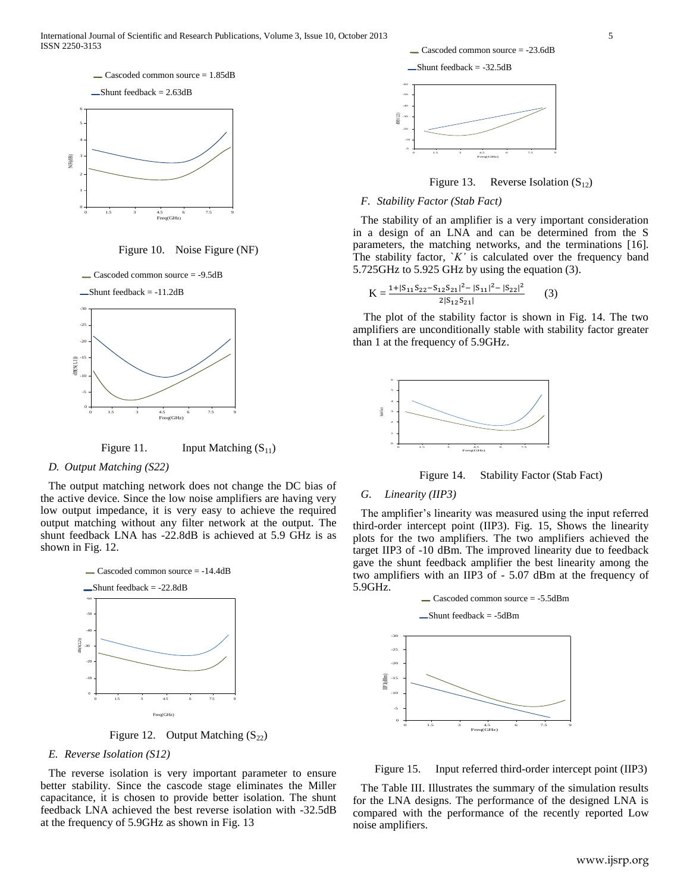— Cascoded common source = 1.85dB

— Shunt feedback = 2.63dB

Figure 10. Noise Figure (NF)

— Cascoded common source = -9.5dB

— Shunt feedback = -11.2dB

Figure 11. Input Matching ($S_{11}$)

### D. Output Matching (S22)

The output matching network does not change the DC bias of the active device. Since the low noise amplifiers are having very low output impedance, it is very easy to achieve the required output matching without any filter network at the output. The shunt feedback LNA has -22.8dB is achieved at 5.9 GHz is as shown in Fig. 12.

— Cascoded common source = -14.4dB

— Shunt feedback = -22.8dB

Figure 12. Output Matching ($S_{22}$)

### E. Reverse Isolation (S12)

The reverse isolation is very important parameter to ensure better stability. Since the cascode stage eliminates the Miller capacitance, it is chosen to provide better isolation. The shunt feedback LNA achieved the best reverse isolation with -32.5dB at the frequency of 5.9GHz as shown in Fig. 13

— Cascoded common source = -23.6dB

— Shunt feedback = -32.5dB

Figure 13. Reverse Isolation ($S_{12}$)

### F. Stability Factor (Stab Fact)

The stability of an amplifier is a very important consideration in a design of an LNA and can be determined from the S parameters, the matching networks, and the terminations [16]. The stability factor, *`K'* is calculated over the frequency band 5.725GHz to 5.925 GHz by using the equation (3).

$$K = \frac{1+|S_{11}S_{22}-S_{12}S_{21}|^2-|S_{11}|^2-|S_{22}|^2}{2|S_{12}S_{21}|} \qquad (3)$$

The plot of the stability factor is shown in Fig. 14. The two amplifiers are unconditionally stable with stability factor greater than 1 at the frequency of 5.9GHz.

Figure 14. Stability Factor (Stab Fact)

### G. Linearity (IIP3)

The amplifier's linearity was measured using the input referred third-order intercept point (IIP3). Fig. 15, Shows the linearity plots for the two amplifiers. The two amplifiers achieved the target IIP3 of -10 dBm. The improved linearity due to feedback gave the shunt feedback amplifier the best linearity among the two amplifiers with an IIP3 of - 5.07 dBm at the frequency of 5.9GHz.

— Cascoded common source = -5.5dBm

— Shunt feedback = -5dBm

Figure 15. Input referred third-order intercept point (IIP3)

The Table III. Illustrates the summary of the simulation results for the LNA designs. The performance of the designed LNA is compared with the performance of the recently reported Low noise amplifiers.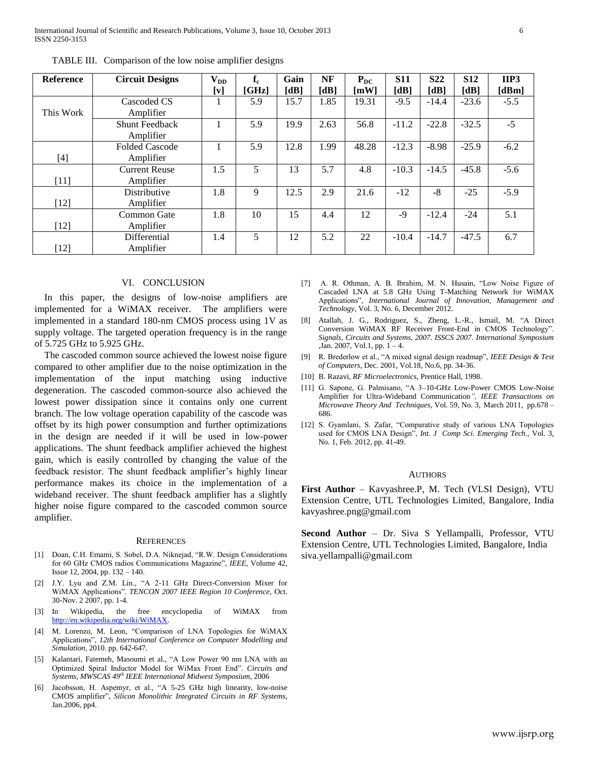TABLE III. Comparison of the low noise amplifier designs

| Reference | Circuit Designs | $V_{DD}$ [v] | $f_c$ [GHz] | Gain [dB] | NF [dB] | $P_{DC}$ [mW] | S11 [dB] | S22 [dB] | S12 [dB] | IIP3 [dBm] |
|---|---|---|---|---|---|---|---|---|---|---|
| This Work | Cascoded CS Amplifier | 1 | 5.9 | 15.7 | 1.85 | 19.31 | -9.5 | -14.4 | -23.6 | -5.5 |
| | Shunt Feedback Amplifier | 1 | 5.9 | 19.9 | 2.63 | 56.8 | -11.2 | -22.8 | -32.5 | -5 |
| [4] | Folded Cascode Amplifier | 1 | 5.9 | 12.8 | 1.99 | 48.28 | -12.3 | -8.98 | -25.9 | -6.2 |
| [11] | Current Reuse Amplifier | 1.5 | 5 | 13 | 5.7 | 4.8 | -10.3 | -14.5 | -45.8 | -5.6 |
| [12] | Distributive Amplifier | 1.8 | 9 | 12.5 | 2.9 | 21.6 | -12 | -8 | -25 | -5.9 |
| [12] | Common Gate Amplifier | 1.8 | 10 | 15 | 4.4 | 12 | -9 | -12.4 | -24 | 5.1 |
| [12] | Differential Amplifier | 1.4 | 5 | 12 | 5.2 | 22 | -10.4 | -14.7 | -47.5 | 6.7 |

## VI. CONCLUSION

In this paper, the designs of low-noise amplifiers are implemented for a WiMAX receiver. The amplifiers were implemented in a standard 180-nm CMOS process using 1V as supply voltage. The targeted operation frequency is in the range of 5.725 GHz to 5.925 GHz.

The cascoded common source achieved the lowest noise figure compared to other amplifier due to the noise optimization in the implementation of the input matching using inductive degeneration. The cascoded common-source also achieved the lowest power dissipation since it contains only one current branch. The low voltage operation capability of the cascode was offset by its high power consumption and further optimizations in the design are needed if it will be used in low-power applications. The shunt feedback amplifier achieved the highest gain, which is easily controlled by changing the value of the feedback resistor. The shunt feedback amplifier's highly linear performance makes its choice in the implementation of a wideband receiver. The shunt feedback amplifier has a slightly higher noise figure compared to the cascoded common source amplifier.

## REFERENCES

[1] Doan, C.H. Emami, S. Sobel, D.A. Niknejad, "R.W. Design Considerations for 60 GHz CMOS radios Communications Magazine", *IEEE*, Volume 42, Issue 12, 2004, pp. 132 – 140.

[2] J.Y. Lyu and Z.M. Lin., "A 2-11 GHz Direct-Conversion Mixer for WiMAX Applications". *TENCON 2007 IEEE Region 10 Conference*, Oct. 30-Nov. 2 2007, pp. 1-4.

[3] In Wikipedia, the free encyclopedia of WiMAX from http://en.wikipedia.org/wiki/WiMAX.

[4] M. Lorenzo, M. Leon, "Comparison of LNA Topologies for WiMAX Applications", *12th International Conference on Computer Modelling and Simulation*, 2010. pp. 642-647.

[5] Kalantari, Fatemeh, Masoumi et al., "A Low Power 90 nm LNA with an Optimized Spiral Inductor Model for WiMax Front End". *Circuits and Systems, MWSCAS 49th IEEE International Midwest Symposium*, 2006

[6] Jacobsson, H. Aspemyr, et al., "A 5-25 GHz high linearity, low-noise CMOS amplifier", *Silicon Monolithic Integrated Circuits in RF Systems*, Jan.2006, pp4.

[7] A. R. Othman, A. B. Ibrahim, M. N. Husain, "Low Noise Figure of Cascaded LNA at 5.8 GHz Using T-Matching Network for WiMAX Applications", *International Journal of Innovation, Management and Technology*, Vol. 3, No. 6, December 2012.

[8] Atallah, J. G., Rodriguez, S., Zheng, L.-R., Ismail, M. "A Direct Conversion WiMAX RF Receiver Front-End in CMOS Technology". *Signals, Circuits and Systems, 2007. ISSCS 2007. International Symposium* ,Jan. 2007, Vol.1, pp. 1 – 4.

[9] R. Brederlow et al., "A mixed signal design readmap", *IEEE Design & Test of Computers*, Dec. 2001, Vol.18, No.6, pp. 34-36.

[10] B. Razavi, *RF Microelectronics*, Prentice Hall, 1998.

[11] G. Sapone, G. Palmisano, "A 3–10-GHz Low-Power CMOS Low-Noise Amplifier for Ultra-Wideband Communication*", IEEE Transactions on Microwave Theory And Techniques*, Vol. 59, No. 3, March 2011, pp.678 – 686.

[12] S. Gyamlani, S. Zafar, "Comparative study of various LNA Topologies used for CMOS LNA Design", *Int. J Comp Sci. Emerging Tech.*, Vol. 3, No. 1, Feb. 2012, pp. 41-49.

## AUTHORS

**First Author** – Kavyashree.P, M. Tech (VLSI Design), VTU Extension Centre, UTL Technologies Limited, Bangalore, India kavyashree.png@gmail.com

**Second Author** – Dr. Siva S Yellampalli, Professor, VTU Extension Centre, UTL Technologies Limited, Bangalore, India siva.yellampalli@gmail.com